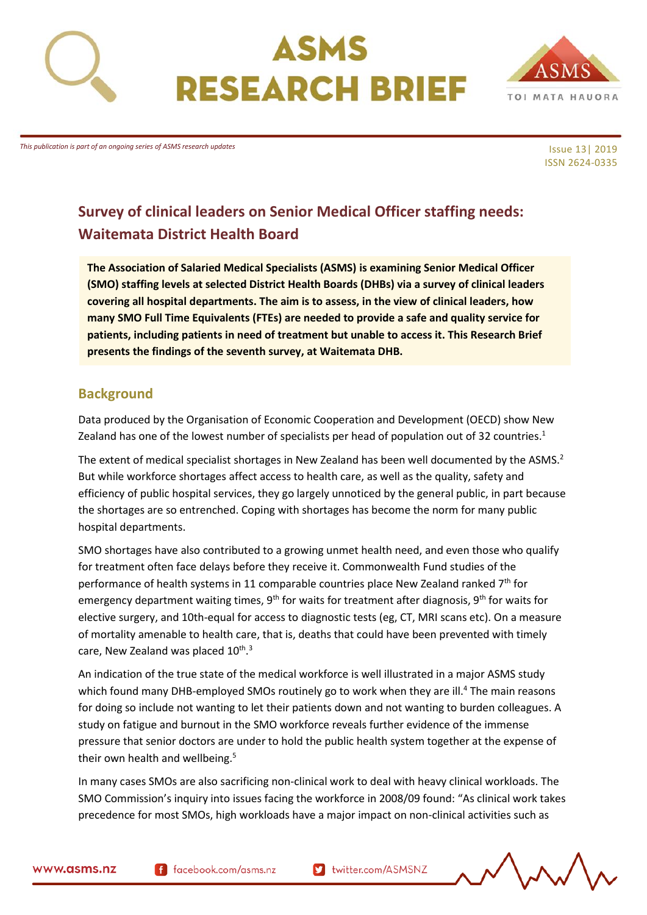# ASMS RESEARCH BRIEF

*This publication is part of an ongoing series of ASMS research updates*

Issue 13| 2019
ISSN 2624-0335

## Survey of clinical leaders on Senior Medical Officer staffing needs: Waitemata District Health Board

**The Association of Salaried Medical Specialists (ASMS) is examining Senior Medical Officer (SMO) staffing levels at selected District Health Boards (DHBs) via a survey of clinical leaders covering all hospital departments. The aim is to assess, in the view of clinical leaders, how many SMO Full Time Equivalents (FTEs) are needed to provide a safe and quality service for patients, including patients in need of treatment but unable to access it. This Research Brief presents the findings of the seventh survey, at Waitemata DHB.**

## Background

Data produced by the Organisation of Economic Cooperation and Development (OECD) show New Zealand has one of the lowest number of specialists per head of population out of 32 countries.[1]

The extent of medical specialist shortages in New Zealand has been well documented by the ASMS.[2] But while workforce shortages affect access to health care, as well as the quality, safety and efficiency of public hospital services, they go largely unnoticed by the general public, in part because the shortages are so entrenched. Coping with shortages has become the norm for many public hospital departments.

SMO shortages have also contributed to a growing unmet health need, and even those who qualify for treatment often face delays before they receive it. Commonwealth Fund studies of the performance of health systems in 11 comparable countries place New Zealand ranked 7th for emergency department waiting times, 9th for waits for treatment after diagnosis, 9th for waits for elective surgery, and 10th-equal for access to diagnostic tests (eg, CT, MRI scans etc). On a measure of mortality amenable to health care, that is, deaths that could have been prevented with timely care, New Zealand was placed 10th.[3]

An indication of the true state of the medical workforce is well illustrated in a major ASMS study which found many DHB-employed SMOs routinely go to work when they are ill.[4] The main reasons for doing so include not wanting to let their patients down and not wanting to burden colleagues. A study on fatigue and burnout in the SMO workforce reveals further evidence of the immense pressure that senior doctors are under to hold the public health system together at the expense of their own health and wellbeing.[5]

In many cases SMOs are also sacrificing non-clinical work to deal with heavy clinical workloads. The SMO Commission's inquiry into issues facing the workforce in 2008/09 found: "As clinical work takes precedence for most SMOs, high workloads have a major impact on non-clinical activities such as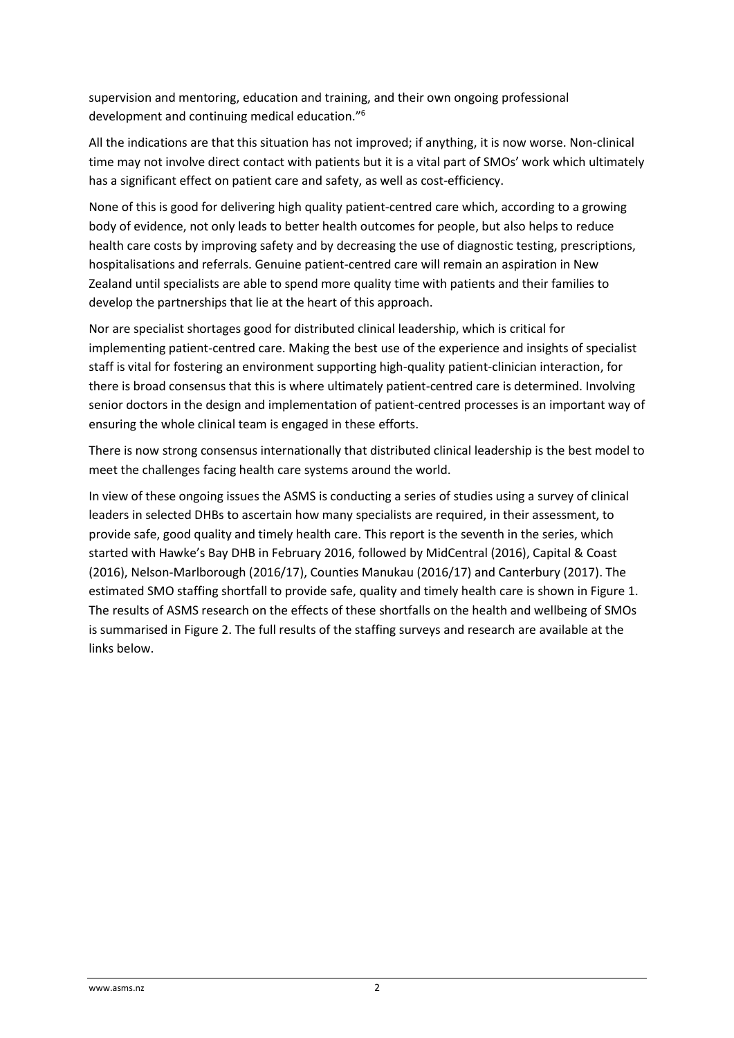supervision and mentoring, education and training, and their own ongoing professional development and continuing medical education."[6]

All the indications are that this situation has not improved; if anything, it is now worse. Non-clinical time may not involve direct contact with patients but it is a vital part of SMOs' work which ultimately has a significant effect on patient care and safety, as well as cost-efficiency.

None of this is good for delivering high quality patient-centred care which, according to a growing body of evidence, not only leads to better health outcomes for people, but also helps to reduce health care costs by improving safety and by decreasing the use of diagnostic testing, prescriptions, hospitalisations and referrals. Genuine patient-centred care will remain an aspiration in New Zealand until specialists are able to spend more quality time with patients and their families to develop the partnerships that lie at the heart of this approach.

Nor are specialist shortages good for distributed clinical leadership, which is critical for implementing patient-centred care. Making the best use of the experience and insights of specialist staff is vital for fostering an environment supporting high-quality patient-clinician interaction, for there is broad consensus that this is where ultimately patient-centred care is determined. Involving senior doctors in the design and implementation of patient-centred processes is an important way of ensuring the whole clinical team is engaged in these efforts.

There is now strong consensus internationally that distributed clinical leadership is the best model to meet the challenges facing health care systems around the world.

In view of these ongoing issues the ASMS is conducting a series of studies using a survey of clinical leaders in selected DHBs to ascertain how many specialists are required, in their assessment, to provide safe, good quality and timely health care. This report is the seventh in the series, which started with Hawke's Bay DHB in February 2016, followed by MidCentral (2016), Capital & Coast (2016), Nelson-Marlborough (2016/17), Counties Manukau (2016/17) and Canterbury (2017). The estimated SMO staffing shortfall to provide safe, quality and timely health care is shown in Figure 1. The results of ASMS research on the effects of these shortfalls on the health and wellbeing of SMOs is summarised in Figure 2. The full results of the staffing surveys and research are available at the links below.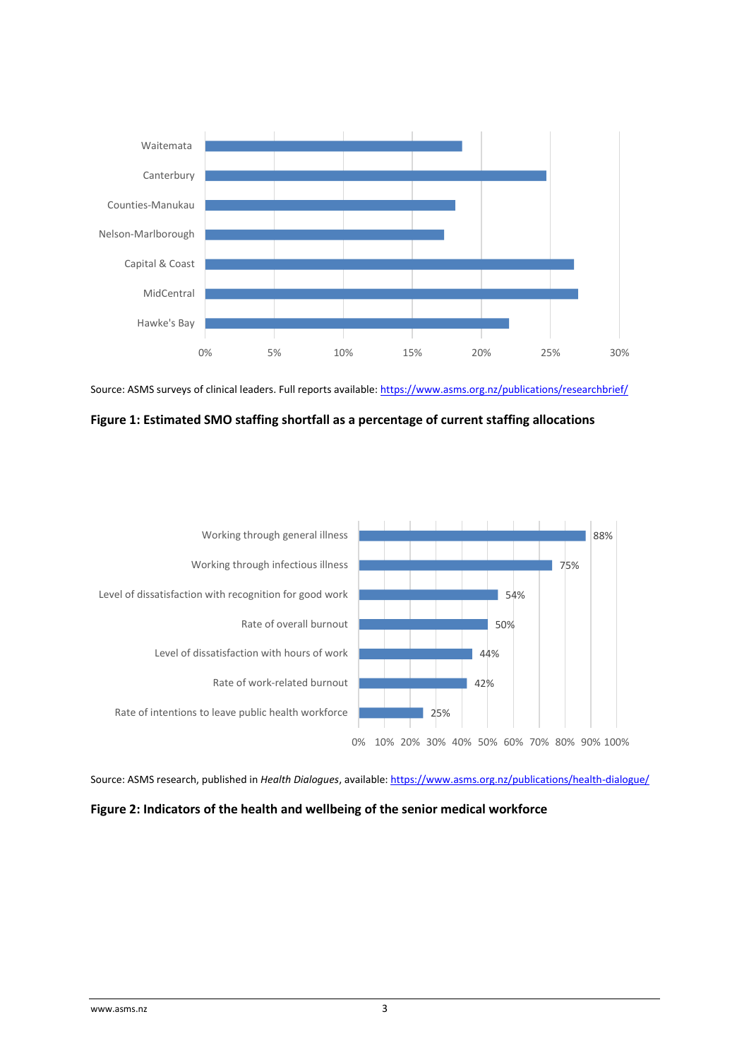| Region |
| --- |
| Waitemata |
| Canterbury |
| Counties-Manukau |
| Nelson-Marlborough |
| Capital & Coast |
| MidCentral |
| Hawke's Bay |

(Horizontal axis: 0%, 5%, 10%, 15%, 20%, 25%, 30%)

Source: ASMS surveys of clinical leaders. Full reports available: [https://www.asms.org.nz/publications/researchbrief/](https://www.asms.org.nz/publications/researchbrief/)

**Figure 1: Estimated SMO staffing shortfall as a percentage of current staffing allocations**

| Indicator | % |
| --- | --- |
| Working through general illness | 88% |
| Working through infectious illness | 75% |
| Level of dissatisfaction with recognition for good work | 54% |
| Rate of overall burnout | 50% |
| Level of dissatisfaction with hours of work | 44% |
| Rate of work-related burnout | 42% |
| Rate of intentions to leave public health workforce | 25% |

Source: ASMS research, published in *Health Dialogues*, available: [https://www.asms.org.nz/publications/health-dialogue/](https://www.asms.org.nz/publications/health-dialogue/)

**Figure 2: Indicators of the health and wellbeing of the senior medical workforce**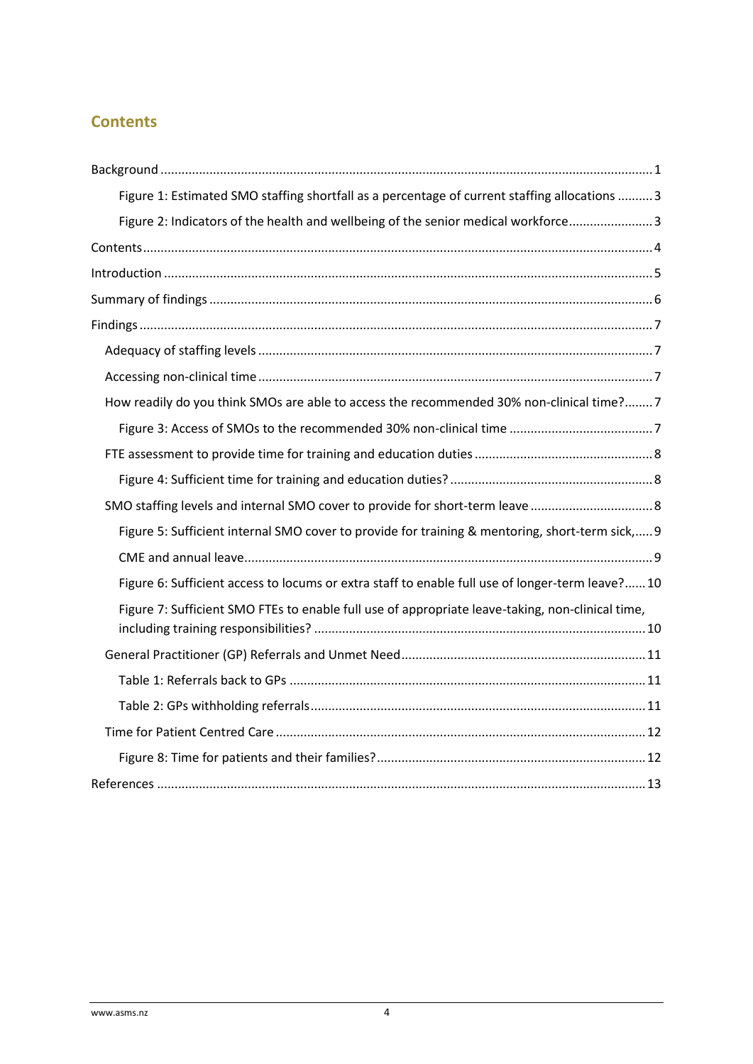## Contents

Background ........................................................................................................................................ 1

- Figure 1: Estimated SMO staffing shortfall as a percentage of current staffing allocations .......... 3
- Figure 2: Indicators of the health and wellbeing of the senior medical workforce........................ 3

Contents.............................................................................................................................................. 4

Introduction ........................................................................................................................................ 5

Summary of findings ........................................................................................................................... 6

Findings ................................................................................................................................................ 7

- Adequacy of staffing levels ............................................................................................................... 7
- Accessing non-clinical time .............................................................................................................. 7
- How readily do you think SMOs are able to access the recommended 30% non-clinical time?........ 7
  - Figure 3: Access of SMOs to the recommended 30% non-clinical time ........................................ 7
- FTE assessment to provide time for training and education duties .................................................. 8
  - Figure 4: Sufficient time for training and education duties? ......................................................... 8
- SMO staffing levels and internal SMO cover to provide for short-term leave .................................. 8
  - Figure 5: Sufficient internal SMO cover to provide for training & mentoring, short-term sick,..... 9
  - CME and annual leave.................................................................................................................. 9
  - Figure 6: Sufficient access to locums or extra staff to enable full use of longer-term leave?...... 10
  - Figure 7: Sufficient SMO FTEs to enable full use of appropriate leave-taking, non-clinical time, including training responsibilities? ............................................................................................. 10
- General Practitioner (GP) Referrals and Unmet Need..................................................................... 11
  - Table 1: Referrals back to GPs .................................................................................................... 11
  - Table 2: GPs withholding referrals.............................................................................................. 11
- Time for Patient Centred Care ........................................................................................................ 12
  - Figure 8: Time for patients and their families?........................................................................... 12

References ......................................................................................................................................... 13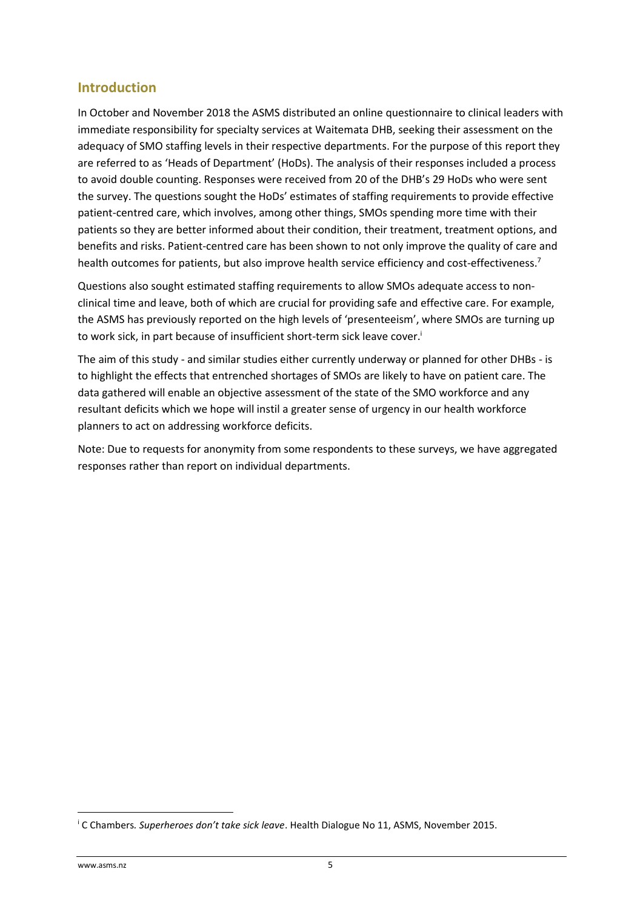## Introduction

In October and November 2018 the ASMS distributed an online questionnaire to clinical leaders with immediate responsibility for specialty services at Waitemata DHB, seeking their assessment on the adequacy of SMO staffing levels in their respective departments. For the purpose of this report they are referred to as 'Heads of Department' (HoDs). The analysis of their responses included a process to avoid double counting. Responses were received from 20 of the DHB's 29 HoDs who were sent the survey. The questions sought the HoDs' estimates of staffing requirements to provide effective patient-centred care, which involves, among other things, SMOs spending more time with their patients so they are better informed about their condition, their treatment, treatment options, and benefits and risks. Patient-centred care has been shown to not only improve the quality of care and health outcomes for patients, but also improve health service efficiency and cost-effectiveness.[7]

Questions also sought estimated staffing requirements to allow SMOs adequate access to non-clinical time and leave, both of which are crucial for providing safe and effective care. For example, the ASMS has previously reported on the high levels of 'presenteeism', where SMOs are turning up to work sick, in part because of insufficient short-term sick leave cover.[i]

The aim of this study - and similar studies either currently underway or planned for other DHBs - is to highlight the effects that entrenched shortages of SMOs are likely to have on patient care. The data gathered will enable an objective assessment of the state of the SMO workforce and any resultant deficits which we hope will instil a greater sense of urgency in our health workforce planners to act on addressing workforce deficits.

Note: Due to requests for anonymity from some respondents to these surveys, we have aggregated responses rather than report on individual departments.

---

[i] C Chambers. *Superheroes don't take sick leave*. Health Dialogue No 11, ASMS, November 2015.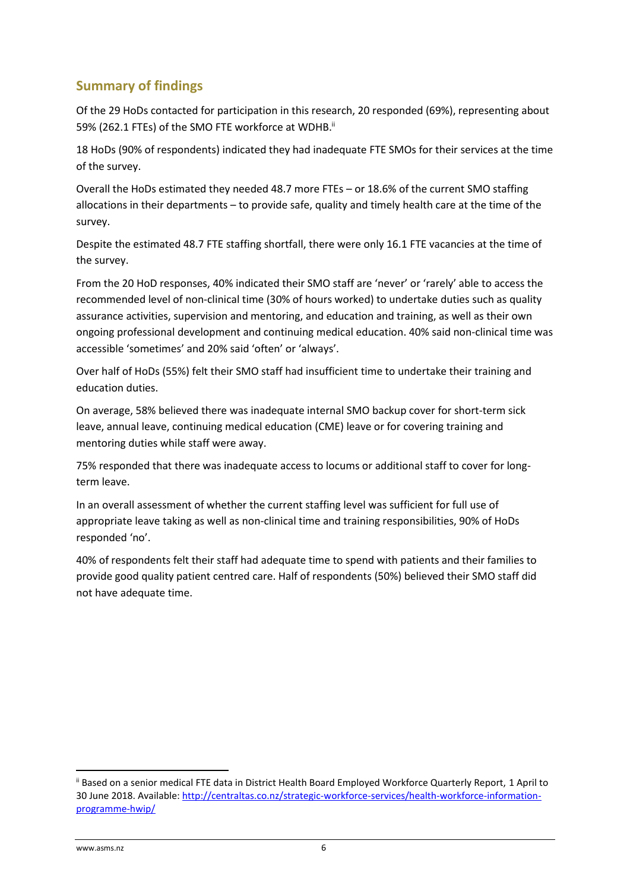## Summary of findings

Of the 29 HoDs contacted for participation in this research, 20 responded (69%), representing about 59% (262.1 FTEs) of the SMO FTE workforce at WDHB.[ii]

18 HoDs (90% of respondents) indicated they had inadequate FTE SMOs for their services at the time of the survey.

Overall the HoDs estimated they needed 48.7 more FTEs – or 18.6% of the current SMO staffing allocations in their departments – to provide safe, quality and timely health care at the time of the survey.

Despite the estimated 48.7 FTE staffing shortfall, there were only 16.1 FTE vacancies at the time of the survey.

From the 20 HoD responses, 40% indicated their SMO staff are 'never' or 'rarely' able to access the recommended level of non-clinical time (30% of hours worked) to undertake duties such as quality assurance activities, supervision and mentoring, and education and training, as well as their own ongoing professional development and continuing medical education. 40% said non-clinical time was accessible 'sometimes' and 20% said 'often' or 'always'.

Over half of HoDs (55%) felt their SMO staff had insufficient time to undertake their training and education duties.

On average, 58% believed there was inadequate internal SMO backup cover for short-term sick leave, annual leave, continuing medical education (CME) leave or for covering training and mentoring duties while staff were away.

75% responded that there was inadequate access to locums or additional staff to cover for long-term leave.

In an overall assessment of whether the current staffing level was sufficient for full use of appropriate leave taking as well as non-clinical time and training responsibilities, 90% of HoDs responded 'no'.

40% of respondents felt their staff had adequate time to spend with patients and their families to provide good quality patient centred care. Half of respondents (50%) believed their SMO staff did not have adequate time.

---

[ii] Based on a senior medical FTE data in District Health Board Employed Workforce Quarterly Report, 1 April to 30 June 2018. Available: http://centraltas.co.nz/strategic-workforce-services/health-workforce-information-programme-hwip/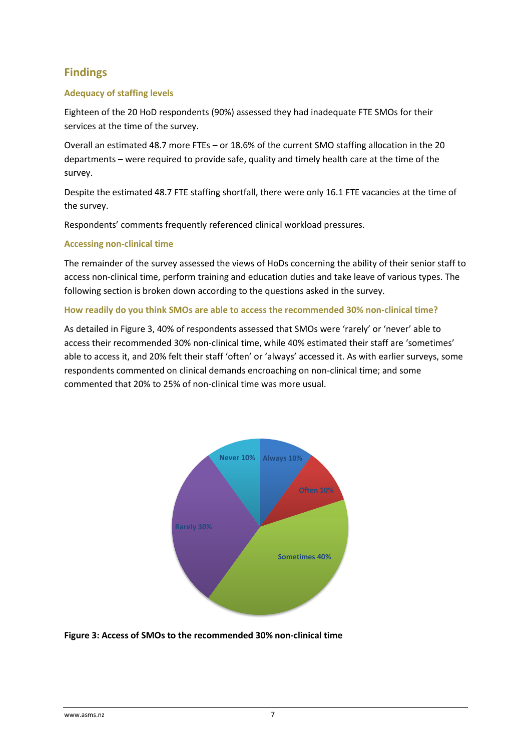## Findings

### Adequacy of staffing levels

Eighteen of the 20 HoD respondents (90%) assessed they had inadequate FTE SMOs for their services at the time of the survey.

Overall an estimated 48.7 more FTEs – or 18.6% of the current SMO staffing allocation in the 20 departments – were required to provide safe, quality and timely health care at the time of the survey.

Despite the estimated 48.7 FTE staffing shortfall, there were only 16.1 FTE vacancies at the time of the survey.

Respondents' comments frequently referenced clinical workload pressures.

### Accessing non-clinical time

The remainder of the survey assessed the views of HoDs concerning the ability of their senior staff to access non-clinical time, perform training and education duties and take leave of various types. The following section is broken down according to the questions asked in the survey.

#### How readily do you think SMOs are able to access the recommended 30% non-clinical time?

As detailed in Figure 3, 40% of respondents assessed that SMOs were 'rarely' or 'never' able to access their recommended 30% non-clinical time, while 40% estimated their staff are 'sometimes' able to access it, and 20% felt their staff 'often' or 'always' accessed it. As with earlier surveys, some respondents commented on clinical demands encroaching on non-clinical time; and some commented that 20% to 25% of non-clinical time was more usual.

**Figure 3: Access of SMOs to the recommended 30% non-clinical time**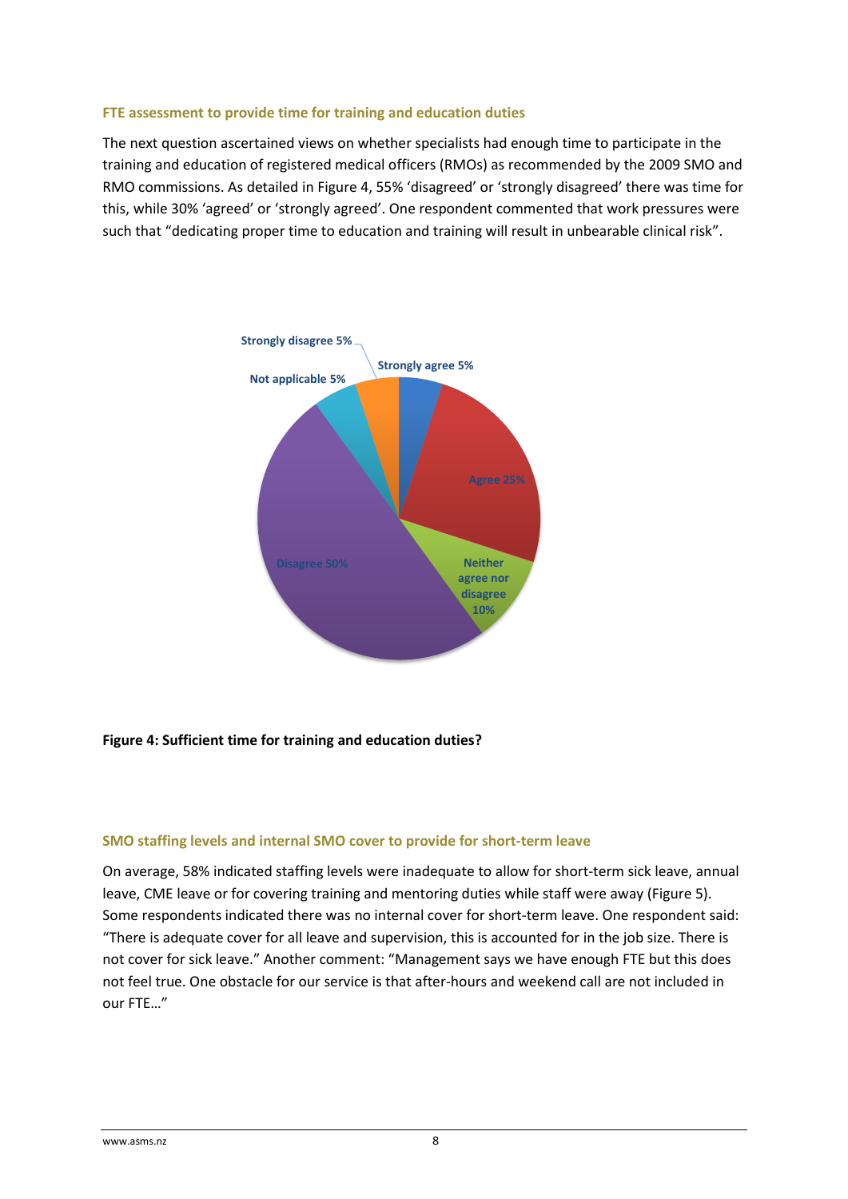### FTE assessment to provide time for training and education duties

The next question ascertained views on whether specialists had enough time to participate in the training and education of registered medical officers (RMOs) as recommended by the 2009 SMO and RMO commissions. As detailed in Figure 4, 55% 'disagreed' or 'strongly disagreed' there was time for this, while 30% 'agreed' or 'strongly agreed'. One respondent commented that work pressures were such that "dedicating proper time to education and training will result in unbearable clinical risk".

**Figure 4: Sufficient time for training and education duties?**

### SMO staffing levels and internal SMO cover to provide for short-term leave

On average, 58% indicated staffing levels were inadequate to allow for short-term sick leave, annual leave, CME leave or for covering training and mentoring duties while staff were away (Figure 5). Some respondents indicated there was no internal cover for short-term leave. One respondent said: "There is adequate cover for all leave and supervision, this is accounted for in the job size. There is not cover for sick leave." Another comment: "Management says we have enough FTE but this does not feel true. One obstacle for our service is that after-hours and weekend call are not included in our FTE…"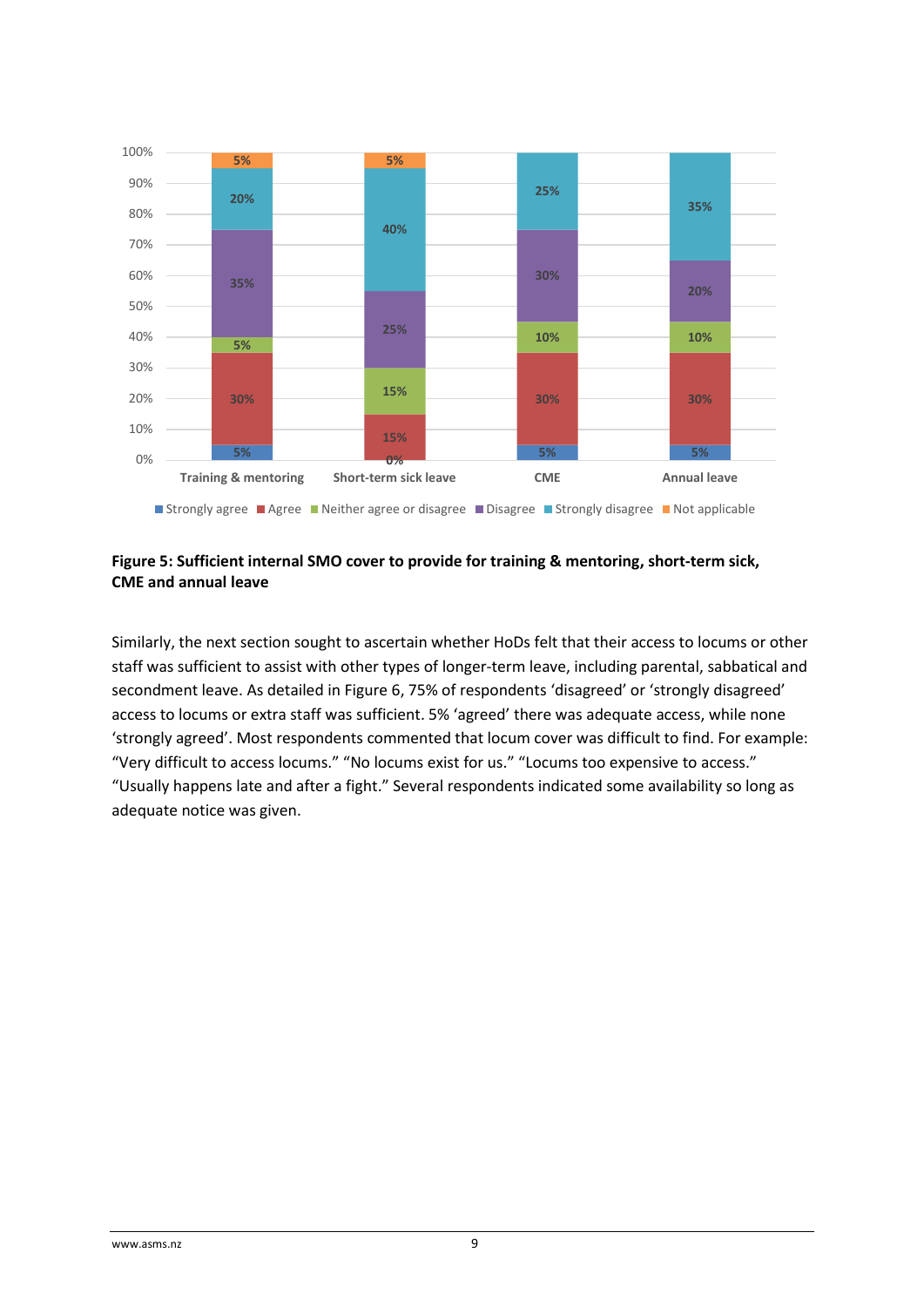**Figure 5: Sufficient internal SMO cover to provide for training & mentoring, short-term sick, CME and annual leave**

Similarly, the next section sought to ascertain whether HoDs felt that their access to locums or other staff was sufficient to assist with other types of longer-term leave, including parental, sabbatical and secondment leave. As detailed in Figure 6, 75% of respondents 'disagreed' or 'strongly disagreed' access to locums or extra staff was sufficient. 5% 'agreed' there was adequate access, while none 'strongly agreed'. Most respondents commented that locum cover was difficult to find. For example: "Very difficult to access locums." "No locums exist for us." "Locums too expensive to access." "Usually happens late and after a fight." Several respondents indicated some availability so long as adequate notice was given.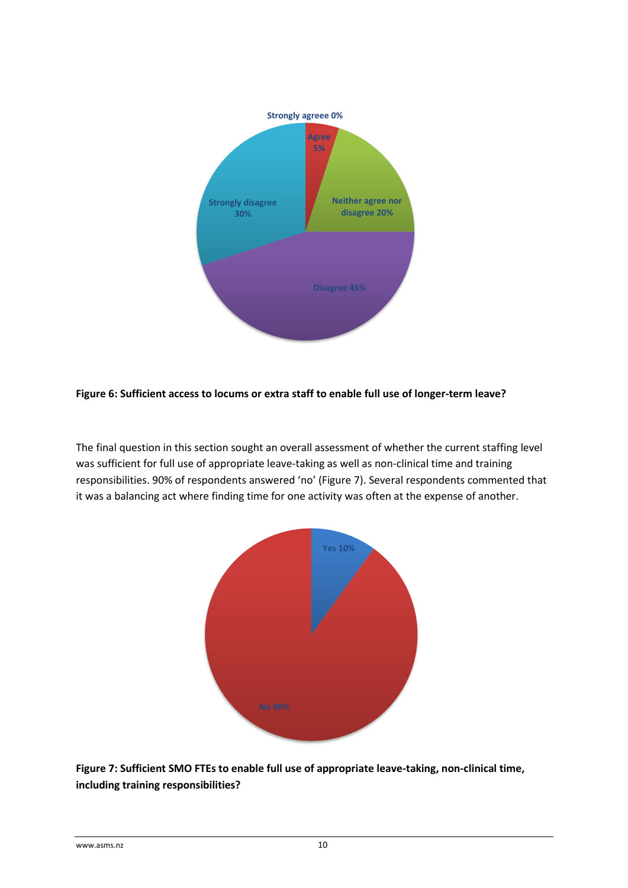Strongly agreee 0%

Agree 5%

Neither agree nor disagree 20%

Disagree 45%

Strongly disagree 30%

**Figure 6: Sufficient access to locums or extra staff to enable full use of longer-term leave?**

The final question in this section sought an overall assessment of whether the current staffing level was sufficient for full use of appropriate leave-taking as well as non-clinical time and training responsibilities. 90% of respondents answered 'no' (Figure 7). Several respondents commented that it was a balancing act where finding time for one activity was often at the expense of another.

Yes 10%

No 90%

**Figure 7: Sufficient SMO FTEs to enable full use of appropriate leave-taking, non-clinical time, including training responsibilities?**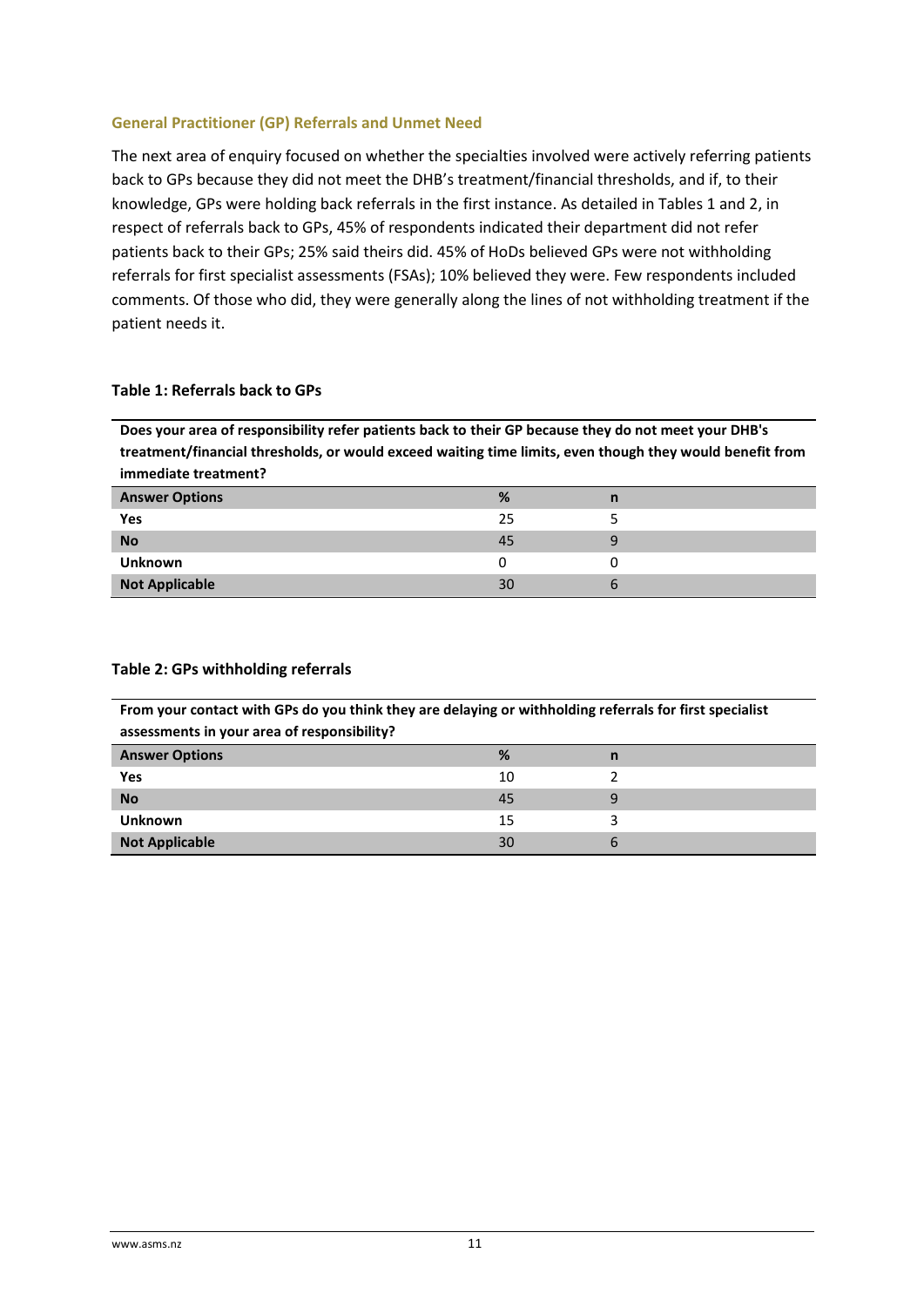### General Practitioner (GP) Referrals and Unmet Need

The next area of enquiry focused on whether the specialties involved were actively referring patients back to GPs because they did not meet the DHB's treatment/financial thresholds, and if, to their knowledge, GPs were holding back referrals in the first instance. As detailed in Tables 1 and 2, in respect of referrals back to GPs, 45% of respondents indicated their department did not refer patients back to their GPs; 25% said theirs did. 45% of HoDs believed GPs were not withholding referrals for first specialist assessments (FSAs); 10% believed they were. Few respondents included comments. Of those who did, they were generally along the lines of not withholding treatment if the patient needs it.

**Table 1: Referrals back to GPs**

**Does your area of responsibility refer patients back to their GP because they do not meet your DHB's treatment/financial thresholds, or would exceed waiting time limits, even though they would benefit from immediate treatment?**

| Answer Options | % | n |
|---|---|---|
| **Yes** | 25 | 5 |
| **No** | 45 | 9 |
| **Unknown** | 0 | 0 |
| **Not Applicable** | 30 | 6 |

**Table 2: GPs withholding referrals**

**From your contact with GPs do you think they are delaying or withholding referrals for first specialist assessments in your area of responsibility?**

| Answer Options | % | n |
|---|---|---|
| **Yes** | 10 | 2 |
| **No** | 45 | 9 |
| **Unknown** | 15 | 3 |
| **Not Applicable** | 30 | 6 |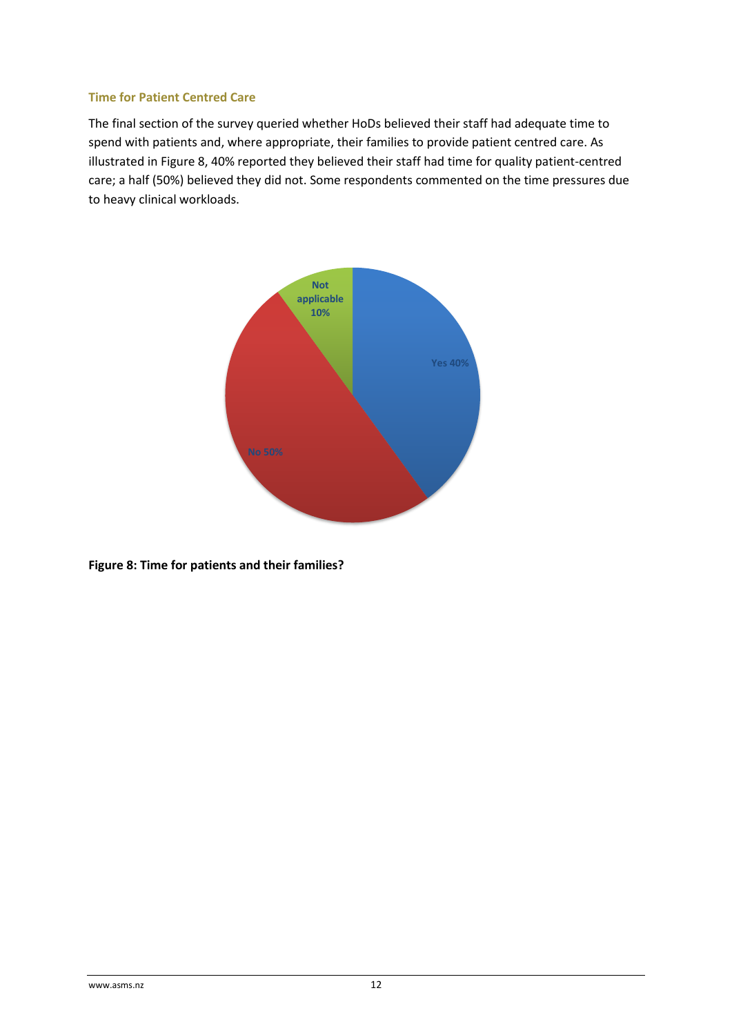### Time for Patient Centred Care

The final section of the survey queried whether HoDs believed their staff had adequate time to spend with patients and, where appropriate, their families to provide patient centred care. As illustrated in Figure 8, 40% reported they believed their staff had time for quality patient-centred care; a half (50%) believed they did not. Some respondents commented on the time pressures due to heavy clinical workloads.

Not applicable 10%

Yes 40%

No 50%

**Figure 8: Time for patients and their families?**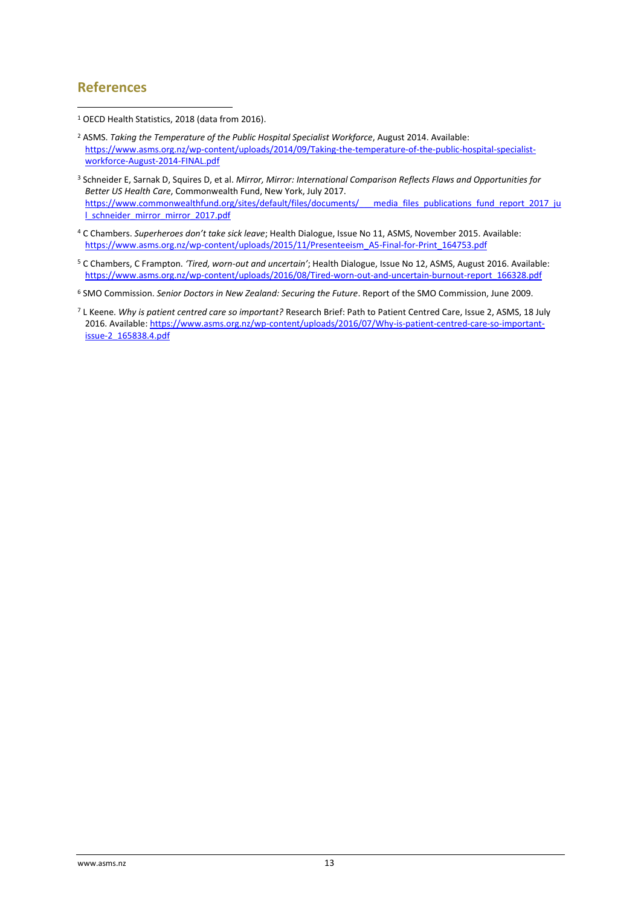## References

[1] OECD Health Statistics, 2018 (data from 2016).

[2] ASMS. *Taking the Temperature of the Public Hospital Specialist Workforce*, August 2014. Available: https://www.asms.org.nz/wp-content/uploads/2014/09/Taking-the-temperature-of-the-public-hospital-specialist-workforce-August-2014-FINAL.pdf

[3] Schneider E, Sarnak D, Squires D, et al. *Mirror, Mirror: International Comparison Reflects Flaws and Opportunities for Better US Health Care*, Commonwealth Fund, New York, July 2017. https://www.commonwealthfund.org/sites/default/files/documents/___media_files_publications_fund_report_2017_jul_schneider_mirror_mirror_2017.pdf

[4] C Chambers. *Superheroes don't take sick leave*; Health Dialogue, Issue No 11, ASMS, November 2015. Available: https://www.asms.org.nz/wp-content/uploads/2015/11/Presenteeism_A5-Final-for-Print_164753.pdf

[5] C Chambers, C Frampton. *'Tired, worn-out and uncertain'*; Health Dialogue, Issue No 12, ASMS, August 2016. Available: https://www.asms.org.nz/wp-content/uploads/2016/08/Tired-worn-out-and-uncertain-burnout-report_166328.pdf

[6] SMO Commission. *Senior Doctors in New Zealand: Securing the Future*. Report of the SMO Commission, June 2009.

[7] L Keene. *Why is patient centred care so important?* Research Brief: Path to Patient Centred Care, Issue 2, ASMS, 18 July 2016. Available: https://www.asms.org.nz/wp-content/uploads/2016/07/Why-is-patient-centred-care-so-important-issue-2_165838.4.pdf